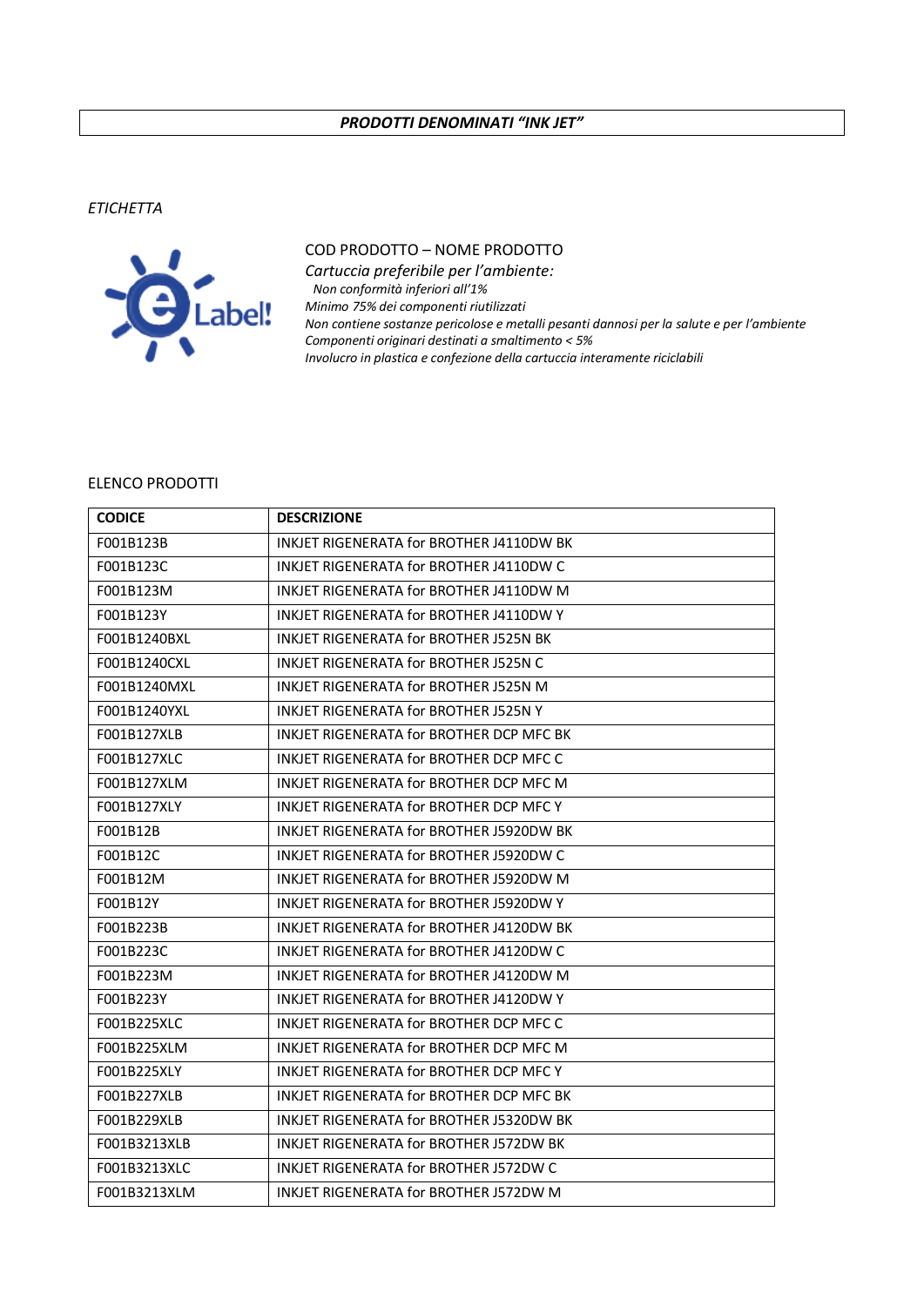**_PRODOTTI DENOMINATI "INK JET"_**

*ETICHETTA*

COD PRODOTTO – NOME PRODOTTO

*Cartuccia preferibile per l'ambiente:*

*Non conformità inferiori all'1%*

*Minimo 75% dei componenti riutilizzati*

*Non contiene sostanze pericolose e metalli pesanti dannosi per la salute e per l'ambiente*

*Componenti originari destinati a smaltimento < 5%*

*Involucro in plastica e confezione della cartuccia interamente riciclabili*

ELENCO PRODOTTI

| CODICE | DESCRIZIONE |
|---|---|
| F001B123B | INKJET RIGENERATA for BROTHER J4110DW BK |
| F001B123C | INKJET RIGENERATA for BROTHER J4110DW C |
| F001B123M | INKJET RIGENERATA for BROTHER J4110DW M |
| F001B123Y | INKJET RIGENERATA for BROTHER J4110DW Y |
| F001B1240BXL | INKJET RIGENERATA for BROTHER J525N BK |
| F001B1240CXL | INKJET RIGENERATA for BROTHER J525N C |
| F001B1240MXL | INKJET RIGENERATA for BROTHER J525N M |
| F001B1240YXL | INKJET RIGENERATA for BROTHER J525N Y |
| F001B127XLB | INKJET RIGENERATA for BROTHER DCP MFC BK |
| F001B127XLC | INKJET RIGENERATA for BROTHER DCP MFC C |
| F001B127XLM | INKJET RIGENERATA for BROTHER DCP MFC M |
| F001B127XLY | INKJET RIGENERATA for BROTHER DCP MFC Y |
| F001B12B | INKJET RIGENERATA for BROTHER J5920DW BK |
| F001B12C | INKJET RIGENERATA for BROTHER J5920DW C |
| F001B12M | INKJET RIGENERATA for BROTHER J5920DW M |
| F001B12Y | INKJET RIGENERATA for BROTHER J5920DW Y |
| F001B223B | INKJET RIGENERATA for BROTHER J4120DW BK |
| F001B223C | INKJET RIGENERATA for BROTHER J4120DW C |
| F001B223M | INKJET RIGENERATA for BROTHER J4120DW M |
| F001B223Y | INKJET RIGENERATA for BROTHER J4120DW Y |
| F001B225XLC | INKJET RIGENERATA for BROTHER DCP MFC C |
| F001B225XLM | INKJET RIGENERATA for BROTHER DCP MFC M |
| F001B225XLY | INKJET RIGENERATA for BROTHER DCP MFC Y |
| F001B227XLB | INKJET RIGENERATA for BROTHER DCP MFC BK |
| F001B229XLB | INKJET RIGENERATA for BROTHER J5320DW BK |
| F001B3213XLB | INKJET RIGENERATA for BROTHER J572DW BK |
| F001B3213XLC | INKJET RIGENERATA for BROTHER J572DW C |
| F001B3213XLM | INKJET RIGENERATA for BROTHER J572DW M |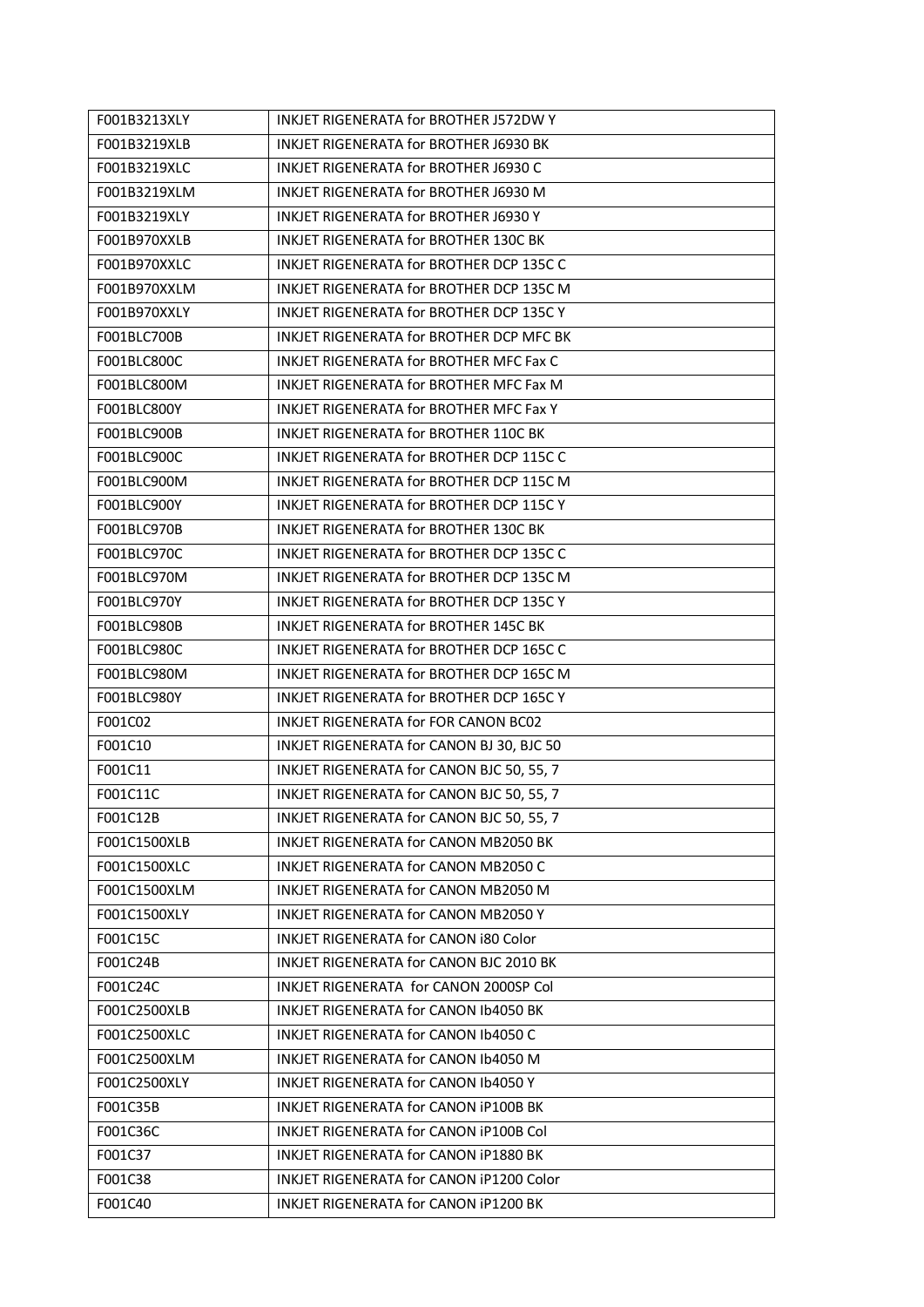| F001B3213XLY | INKJET RIGENERATA for BROTHER J572DW Y |
|---|---|
| F001B3219XLB | INKJET RIGENERATA for BROTHER J6930 BK |
| F001B3219XLC | INKJET RIGENERATA for BROTHER J6930 C |
| F001B3219XLM | INKJET RIGENERATA for BROTHER J6930 M |
| F001B3219XLY | INKJET RIGENERATA for BROTHER J6930 Y |
| F001B970XXLB | INKJET RIGENERATA for BROTHER 130C BK |
| F001B970XXLC | INKJET RIGENERATA for BROTHER DCP 135C C |
| F001B970XXLM | INKJET RIGENERATA for BROTHER DCP 135C M |
| F001B970XXLY | INKJET RIGENERATA for BROTHER DCP 135C Y |
| F001BLC700B | INKJET RIGENERATA for BROTHER DCP MFC BK |
| F001BLC800C | INKJET RIGENERATA for BROTHER MFC Fax C |
| F001BLC800M | INKJET RIGENERATA for BROTHER MFC Fax M |
| F001BLC800Y | INKJET RIGENERATA for BROTHER MFC Fax Y |
| F001BLC900B | INKJET RIGENERATA for BROTHER 110C BK |
| F001BLC900C | INKJET RIGENERATA for BROTHER DCP 115C C |
| F001BLC900M | INKJET RIGENERATA for BROTHER DCP 115C M |
| F001BLC900Y | INKJET RIGENERATA for BROTHER DCP 115C Y |
| F001BLC970B | INKJET RIGENERATA for BROTHER 130C BK |
| F001BLC970C | INKJET RIGENERATA for BROTHER DCP 135C C |
| F001BLC970M | INKJET RIGENERATA for BROTHER DCP 135C M |
| F001BLC970Y | INKJET RIGENERATA for BROTHER DCP 135C Y |
| F001BLC980B | INKJET RIGENERATA for BROTHER 145C BK |
| F001BLC980C | INKJET RIGENERATA for BROTHER DCP 165C C |
| F001BLC980M | INKJET RIGENERATA for BROTHER DCP 165C M |
| F001BLC980Y | INKJET RIGENERATA for BROTHER DCP 165C Y |
| F001C02 | INKJET RIGENERATA for FOR CANON BC02 |
| F001C10 | INKJET RIGENERATA for CANON BJ 30, BJC 50 |
| F001C11 | INKJET RIGENERATA for CANON BJC 50, 55, 7 |
| F001C11C | INKJET RIGENERATA for CANON BJC 50, 55, 7 |
| F001C12B | INKJET RIGENERATA for CANON BJC 50, 55, 7 |
| F001C1500XLB | INKJET RIGENERATA for CANON MB2050 BK |
| F001C1500XLC | INKJET RIGENERATA for CANON MB2050 C |
| F001C1500XLM | INKJET RIGENERATA for CANON MB2050 M |
| F001C1500XLY | INKJET RIGENERATA for CANON MB2050 Y |
| F001C15C | INKJET RIGENERATA for CANON i80 Color |
| F001C24B | INKJET RIGENERATA for CANON BJC 2010 BK |
| F001C24C | INKJET RIGENERATA for CANON 2000SP Col |
| F001C2500XLB | INKJET RIGENERATA for CANON Ib4050 BK |
| F001C2500XLC | INKJET RIGENERATA for CANON Ib4050 C |
| F001C2500XLM | INKJET RIGENERATA for CANON Ib4050 M |
| F001C2500XLY | INKJET RIGENERATA for CANON Ib4050 Y |
| F001C35B | INKJET RIGENERATA for CANON iP100B BK |
| F001C36C | INKJET RIGENERATA for CANON iP100B Col |
| F001C37 | INKJET RIGENERATA for CANON iP1880 BK |
| F001C38 | INKJET RIGENERATA for CANON iP1200 Color |
| F001C40 | INKJET RIGENERATA for CANON iP1200 BK |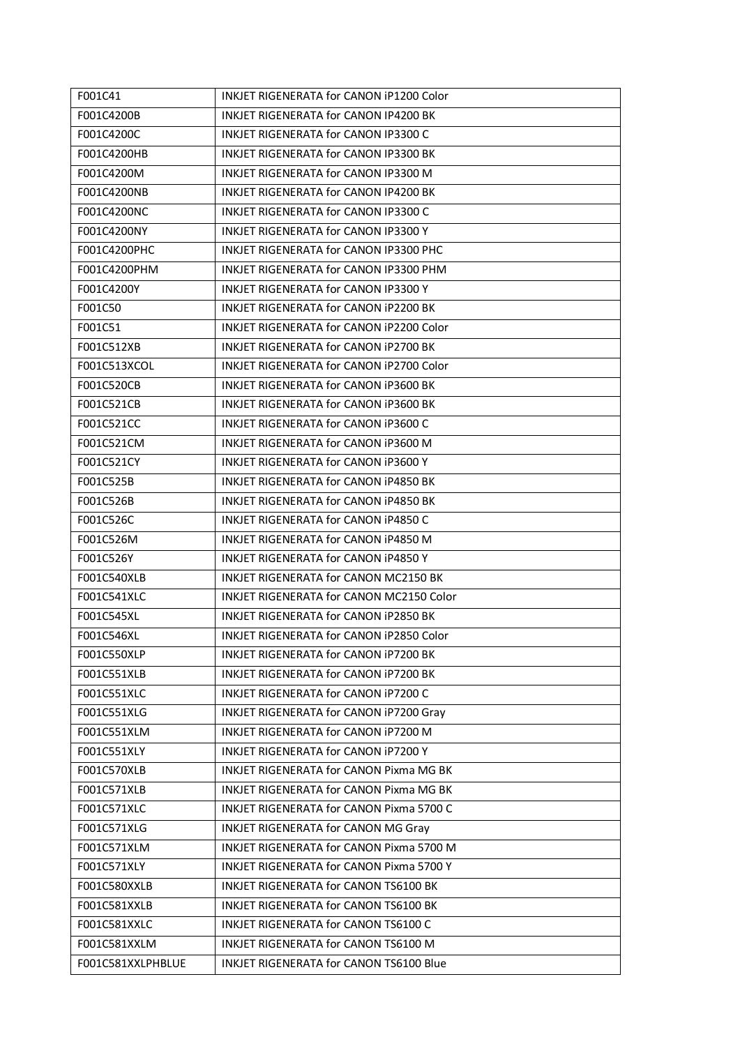| F001C41 | INKJET RIGENERATA for CANON iP1200 Color |
|---|---|
| F001C4200B | INKJET RIGENERATA for CANON IP4200 BK |
| F001C4200C | INKJET RIGENERATA for CANON IP3300 C |
| F001C4200HB | INKJET RIGENERATA for CANON IP3300 BK |
| F001C4200M | INKJET RIGENERATA for CANON IP3300 M |
| F001C4200NB | INKJET RIGENERATA for CANON IP4200 BK |
| F001C4200NC | INKJET RIGENERATA for CANON IP3300 C |
| F001C4200NY | INKJET RIGENERATA for CANON IP3300 Y |
| F001C4200PHC | INKJET RIGENERATA for CANON IP3300 PHC |
| F001C4200PHM | INKJET RIGENERATA for CANON IP3300 PHM |
| F001C4200Y | INKJET RIGENERATA for CANON IP3300 Y |
| F001C50 | INKJET RIGENERATA for CANON iP2200 BK |
| F001C51 | INKJET RIGENERATA for CANON iP2200 Color |
| F001C512XB | INKJET RIGENERATA for CANON iP2700 BK |
| F001C513XCOL | INKJET RIGENERATA for CANON iP2700 Color |
| F001C520CB | INKJET RIGENERATA for CANON iP3600 BK |
| F001C521CB | INKJET RIGENERATA for CANON iP3600 BK |
| F001C521CC | INKJET RIGENERATA for CANON iP3600 C |
| F001C521CM | INKJET RIGENERATA for CANON iP3600 M |
| F001C521CY | INKJET RIGENERATA for CANON iP3600 Y |
| F001C525B | INKJET RIGENERATA for CANON iP4850 BK |
| F001C526B | INKJET RIGENERATA for CANON iP4850 BK |
| F001C526C | INKJET RIGENERATA for CANON iP4850 C |
| F001C526M | INKJET RIGENERATA for CANON iP4850 M |
| F001C526Y | INKJET RIGENERATA for CANON iP4850 Y |
| F001C540XLB | INKJET RIGENERATA for CANON MC2150 BK |
| F001C541XLC | INKJET RIGENERATA for CANON MC2150 Color |
| F001C545XL | INKJET RIGENERATA for CANON iP2850 BK |
| F001C546XL | INKJET RIGENERATA for CANON iP2850 Color |
| F001C550XLP | INKJET RIGENERATA for CANON iP7200 BK |
| F001C551XLB | INKJET RIGENERATA for CANON iP7200 BK |
| F001C551XLC | INKJET RIGENERATA for CANON iP7200 C |
| F001C551XLG | INKJET RIGENERATA for CANON iP7200 Gray |
| F001C551XLM | INKJET RIGENERATA for CANON iP7200 M |
| F001C551XLY | INKJET RIGENERATA for CANON iP7200 Y |
| F001C570XLB | INKJET RIGENERATA for CANON Pixma MG BK |
| F001C571XLB | INKJET RIGENERATA for CANON Pixma MG BK |
| F001C571XLC | INKJET RIGENERATA for CANON Pixma 5700 C |
| F001C571XLG | INKJET RIGENERATA for CANON MG Gray |
| F001C571XLM | INKJET RIGENERATA for CANON Pixma 5700 M |
| F001C571XLY | INKJET RIGENERATA for CANON Pixma 5700 Y |
| F001C580XXLB | INKJET RIGENERATA for CANON TS6100 BK |
| F001C581XXLB | INKJET RIGENERATA for CANON TS6100 BK |
| F001C581XXLC | INKJET RIGENERATA for CANON TS6100 C |
| F001C581XXLM | INKJET RIGENERATA for CANON TS6100 M |
| F001C581XXLPHBLUE | INKJET RIGENERATA for CANON TS6100 Blue |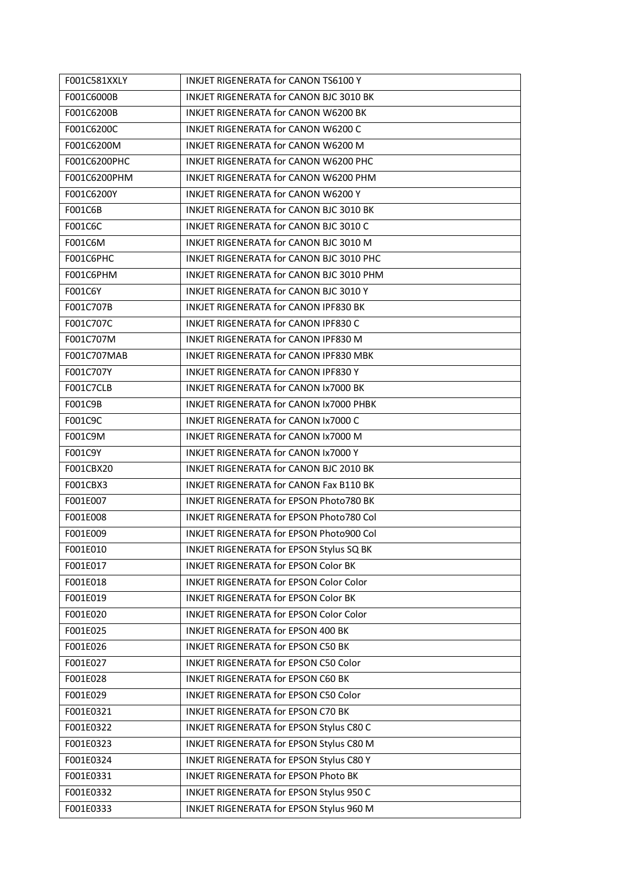| F001C581XXLY | INKJET RIGENERATA for CANON TS6100 Y |
|---|---|
| F001C6000B | INKJET RIGENERATA for CANON BJC 3010 BK |
| F001C6200B | INKJET RIGENERATA for CANON W6200 BK |
| F001C6200C | INKJET RIGENERATA for CANON W6200 C |
| F001C6200M | INKJET RIGENERATA for CANON W6200 M |
| F001C6200PHC | INKJET RIGENERATA for CANON W6200 PHC |
| F001C6200PHM | INKJET RIGENERATA for CANON W6200 PHM |
| F001C6200Y | INKJET RIGENERATA for CANON W6200 Y |
| F001C6B | INKJET RIGENERATA for CANON BJC 3010 BK |
| F001C6C | INKJET RIGENERATA for CANON BJC 3010 C |
| F001C6M | INKJET RIGENERATA for CANON BJC 3010 M |
| F001C6PHC | INKJET RIGENERATA for CANON BJC 3010 PHC |
| F001C6PHM | INKJET RIGENERATA for CANON BJC 3010 PHM |
| F001C6Y | INKJET RIGENERATA for CANON BJC 3010 Y |
| F001C707B | INKJET RIGENERATA for CANON IPF830 BK |
| F001C707C | INKJET RIGENERATA for CANON IPF830 C |
| F001C707M | INKJET RIGENERATA for CANON IPF830 M |
| F001C707MAB | INKJET RIGENERATA for CANON IPF830 MBK |
| F001C707Y | INKJET RIGENERATA for CANON IPF830 Y |
| F001C7CLB | INKJET RIGENERATA for CANON Ix7000 BK |
| F001C9B | INKJET RIGENERATA for CANON Ix7000 PHBK |
| F001C9C | INKJET RIGENERATA for CANON Ix7000 C |
| F001C9M | INKJET RIGENERATA for CANON Ix7000 M |
| F001C9Y | INKJET RIGENERATA for CANON Ix7000 Y |
| F001CBX20 | INKJET RIGENERATA for CANON BJC 2010 BK |
| F001CBX3 | INKJET RIGENERATA for CANON Fax B110 BK |
| F001E007 | INKJET RIGENERATA for EPSON Photo780 BK |
| F001E008 | INKJET RIGENERATA for EPSON Photo780 Col |
| F001E009 | INKJET RIGENERATA for EPSON Photo900 Col |
| F001E010 | INKJET RIGENERATA for EPSON Stylus SQ BK |
| F001E017 | INKJET RIGENERATA for EPSON Color BK |
| F001E018 | INKJET RIGENERATA for EPSON Color Color |
| F001E019 | INKJET RIGENERATA for EPSON Color BK |
| F001E020 | INKJET RIGENERATA for EPSON Color Color |
| F001E025 | INKJET RIGENERATA for EPSON 400 BK |
| F001E026 | INKJET RIGENERATA for EPSON C50 BK |
| F001E027 | INKJET RIGENERATA for EPSON C50 Color |
| F001E028 | INKJET RIGENERATA for EPSON C60 BK |
| F001E029 | INKJET RIGENERATA for EPSON C50 Color |
| F001E0321 | INKJET RIGENERATA for EPSON C70 BK |
| F001E0322 | INKJET RIGENERATA for EPSON Stylus C80 C |
| F001E0323 | INKJET RIGENERATA for EPSON Stylus C80 M |
| F001E0324 | INKJET RIGENERATA for EPSON Stylus C80 Y |
| F001E0331 | INKJET RIGENERATA for EPSON Photo BK |
| F001E0332 | INKJET RIGENERATA for EPSON Stylus 950 C |
| F001E0333 | INKJET RIGENERATA for EPSON Stylus 960 M |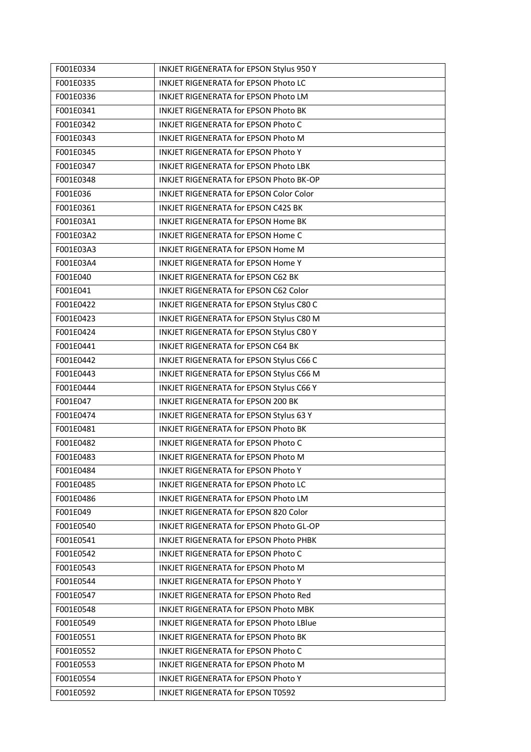| F001E0334 | INKJET RIGENERATA for EPSON Stylus 950 Y |
|---|---|
| F001E0335 | INKJET RIGENERATA for EPSON Photo LC |
| F001E0336 | INKJET RIGENERATA for EPSON Photo LM |
| F001E0341 | INKJET RIGENERATA for EPSON Photo BK |
| F001E0342 | INKJET RIGENERATA for EPSON Photo C |
| F001E0343 | INKJET RIGENERATA for EPSON Photo M |
| F001E0345 | INKJET RIGENERATA for EPSON Photo Y |
| F001E0347 | INKJET RIGENERATA for EPSON Photo LBK |
| F001E0348 | INKJET RIGENERATA for EPSON Photo BK-OP |
| F001E036 | INKJET RIGENERATA for EPSON Color Color |
| F001E0361 | INKJET RIGENERATA for EPSON C42S BK |
| F001E03A1 | INKJET RIGENERATA for EPSON Home BK |
| F001E03A2 | INKJET RIGENERATA for EPSON Home C |
| F001E03A3 | INKJET RIGENERATA for EPSON Home M |
| F001E03A4 | INKJET RIGENERATA for EPSON Home Y |
| F001E040 | INKJET RIGENERATA for EPSON C62 BK |
| F001E041 | INKJET RIGENERATA for EPSON C62 Color |
| F001E0422 | INKJET RIGENERATA for EPSON Stylus C80 C |
| F001E0423 | INKJET RIGENERATA for EPSON Stylus C80 M |
| F001E0424 | INKJET RIGENERATA for EPSON Stylus C80 Y |
| F001E0441 | INKJET RIGENERATA for EPSON C64 BK |
| F001E0442 | INKJET RIGENERATA for EPSON Stylus C66 C |
| F001E0443 | INKJET RIGENERATA for EPSON Stylus C66 M |
| F001E0444 | INKJET RIGENERATA for EPSON Stylus C66 Y |
| F001E047 | INKJET RIGENERATA for EPSON 200 BK |
| F001E0474 | INKJET RIGENERATA for EPSON Stylus 63 Y |
| F001E0481 | INKJET RIGENERATA for EPSON Photo BK |
| F001E0482 | INKJET RIGENERATA for EPSON Photo C |
| F001E0483 | INKJET RIGENERATA for EPSON Photo M |
| F001E0484 | INKJET RIGENERATA for EPSON Photo Y |
| F001E0485 | INKJET RIGENERATA for EPSON Photo LC |
| F001E0486 | INKJET RIGENERATA for EPSON Photo LM |
| F001E049 | INKJET RIGENERATA for EPSON 820 Color |
| F001E0540 | INKJET RIGENERATA for EPSON Photo GL-OP |
| F001E0541 | INKJET RIGENERATA for EPSON Photo PHBK |
| F001E0542 | INKJET RIGENERATA for EPSON Photo C |
| F001E0543 | INKJET RIGENERATA for EPSON Photo M |
| F001E0544 | INKJET RIGENERATA for EPSON Photo Y |
| F001E0547 | INKJET RIGENERATA for EPSON Photo Red |
| F001E0548 | INKJET RIGENERATA for EPSON Photo MBK |
| F001E0549 | INKJET RIGENERATA for EPSON Photo LBlue |
| F001E0551 | INKJET RIGENERATA for EPSON Photo BK |
| F001E0552 | INKJET RIGENERATA for EPSON Photo C |
| F001E0553 | INKJET RIGENERATA for EPSON Photo M |
| F001E0554 | INKJET RIGENERATA for EPSON Photo Y |
| F001E0592 | INKJET RIGENERATA for EPSON T0592 |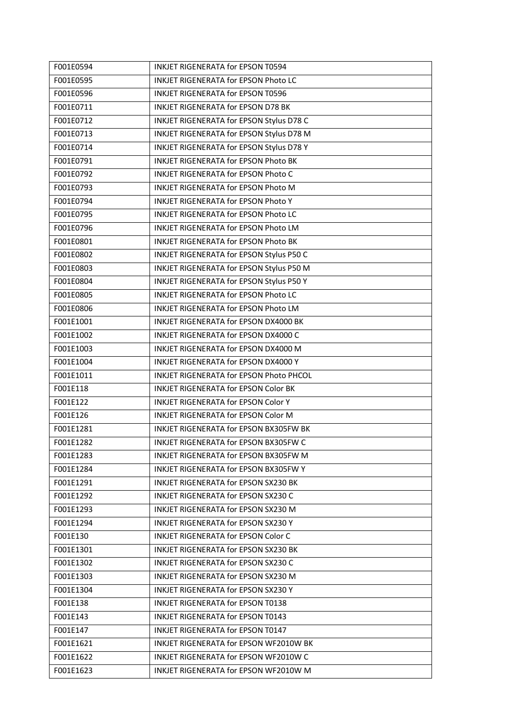| F001E0594 | INKJET RIGENERATA for EPSON T0594 |
|---|---|
| F001E0595 | INKJET RIGENERATA for EPSON Photo LC |
| F001E0596 | INKJET RIGENERATA for EPSON T0596 |
| F001E0711 | INKJET RIGENERATA for EPSON D78 BK |
| F001E0712 | INKJET RIGENERATA for EPSON Stylus D78 C |
| F001E0713 | INKJET RIGENERATA for EPSON Stylus D78 M |
| F001E0714 | INKJET RIGENERATA for EPSON Stylus D78 Y |
| F001E0791 | INKJET RIGENERATA for EPSON Photo BK |
| F001E0792 | INKJET RIGENERATA for EPSON Photo C |
| F001E0793 | INKJET RIGENERATA for EPSON Photo M |
| F001E0794 | INKJET RIGENERATA for EPSON Photo Y |
| F001E0795 | INKJET RIGENERATA for EPSON Photo LC |
| F001E0796 | INKJET RIGENERATA for EPSON Photo LM |
| F001E0801 | INKJET RIGENERATA for EPSON Photo BK |
| F001E0802 | INKJET RIGENERATA for EPSON Stylus P50 C |
| F001E0803 | INKJET RIGENERATA for EPSON Stylus P50 M |
| F001E0804 | INKJET RIGENERATA for EPSON Stylus P50 Y |
| F001E0805 | INKJET RIGENERATA for EPSON Photo LC |
| F001E0806 | INKJET RIGENERATA for EPSON Photo LM |
| F001E1001 | INKJET RIGENERATA for EPSON DX4000 BK |
| F001E1002 | INKJET RIGENERATA for EPSON DX4000 C |
| F001E1003 | INKJET RIGENERATA for EPSON DX4000 M |
| F001E1004 | INKJET RIGENERATA for EPSON DX4000 Y |
| F001E1011 | INKJET RIGENERATA for EPSON Photo PHCOL |
| F001E118 | INKJET RIGENERATA for EPSON Color BK |
| F001E122 | INKJET RIGENERATA for EPSON Color Y |
| F001E126 | INKJET RIGENERATA for EPSON Color M |
| F001E1281 | INKJET RIGENERATA for EPSON BX305FW BK |
| F001E1282 | INKJET RIGENERATA for EPSON BX305FW C |
| F001E1283 | INKJET RIGENERATA for EPSON BX305FW M |
| F001E1284 | INKJET RIGENERATA for EPSON BX305FW Y |
| F001E1291 | INKJET RIGENERATA for EPSON SX230 BK |
| F001E1292 | INKJET RIGENERATA for EPSON SX230 C |
| F001E1293 | INKJET RIGENERATA for EPSON SX230 M |
| F001E1294 | INKJET RIGENERATA for EPSON SX230 Y |
| F001E130 | INKJET RIGENERATA for EPSON Color C |
| F001E1301 | INKJET RIGENERATA for EPSON SX230 BK |
| F001E1302 | INKJET RIGENERATA for EPSON SX230 C |
| F001E1303 | INKJET RIGENERATA for EPSON SX230 M |
| F001E1304 | INKJET RIGENERATA for EPSON SX230 Y |
| F001E138 | INKJET RIGENERATA for EPSON T0138 |
| F001E143 | INKJET RIGENERATA for EPSON T0143 |
| F001E147 | INKJET RIGENERATA for EPSON T0147 |
| F001E1621 | INKJET RIGENERATA for EPSON WF2010W BK |
| F001E1622 | INKJET RIGENERATA for EPSON WF2010W C |
| F001E1623 | INKJET RIGENERATA for EPSON WF2010W M |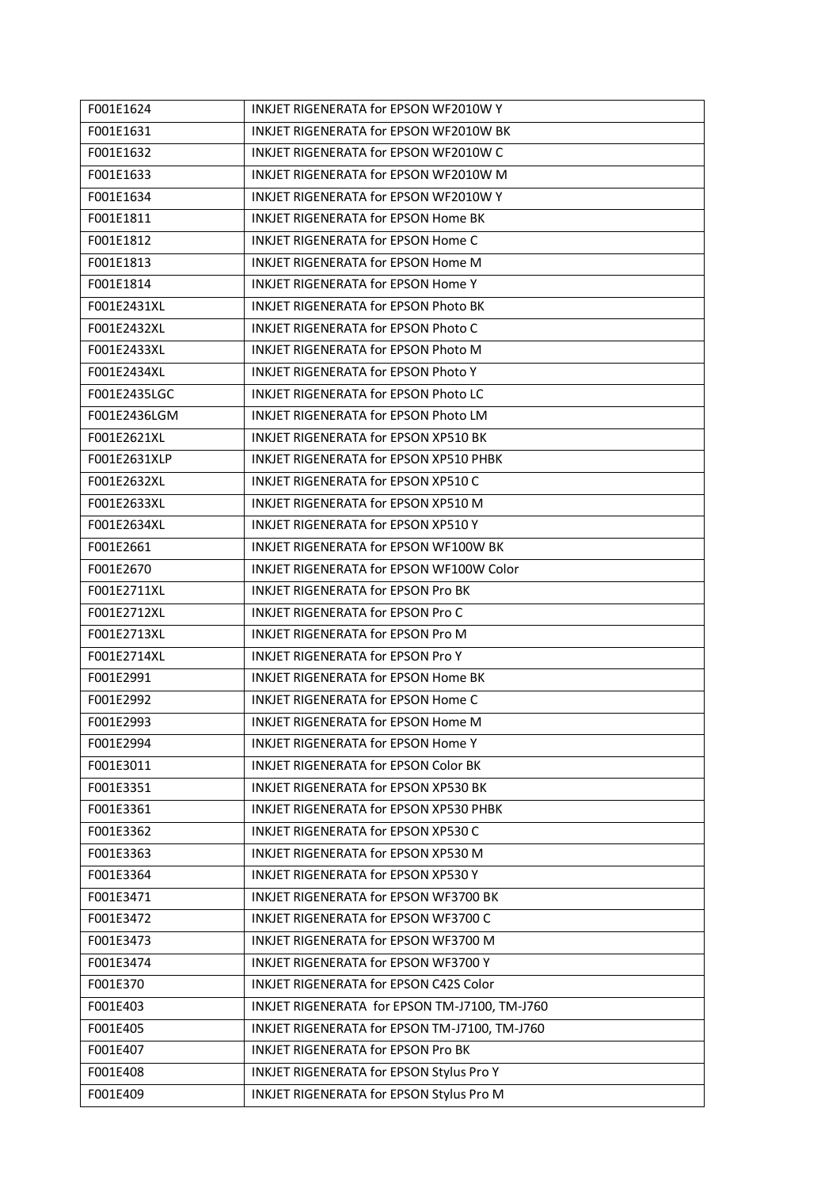| F001E1624 | INKJET RIGENERATA for EPSON WF2010W Y |
|---|---|
| F001E1631 | INKJET RIGENERATA for EPSON WF2010W BK |
| F001E1632 | INKJET RIGENERATA for EPSON WF2010W C |
| F001E1633 | INKJET RIGENERATA for EPSON WF2010W M |
| F001E1634 | INKJET RIGENERATA for EPSON WF2010W Y |
| F001E1811 | INKJET RIGENERATA for EPSON Home BK |
| F001E1812 | INKJET RIGENERATA for EPSON Home C |
| F001E1813 | INKJET RIGENERATA for EPSON Home M |
| F001E1814 | INKJET RIGENERATA for EPSON Home Y |
| F001E2431XL | INKJET RIGENERATA for EPSON Photo BK |
| F001E2432XL | INKJET RIGENERATA for EPSON Photo C |
| F001E2433XL | INKJET RIGENERATA for EPSON Photo M |
| F001E2434XL | INKJET RIGENERATA for EPSON Photo Y |
| F001E2435LGC | INKJET RIGENERATA for EPSON Photo LC |
| F001E2436LGM | INKJET RIGENERATA for EPSON Photo LM |
| F001E2621XL | INKJET RIGENERATA for EPSON XP510 BK |
| F001E2631XLP | INKJET RIGENERATA for EPSON XP510 PHBK |
| F001E2632XL | INKJET RIGENERATA for EPSON XP510 C |
| F001E2633XL | INKJET RIGENERATA for EPSON XP510 M |
| F001E2634XL | INKJET RIGENERATA for EPSON XP510 Y |
| F001E2661 | INKJET RIGENERATA for EPSON WF100W BK |
| F001E2670 | INKJET RIGENERATA for EPSON WF100W Color |
| F001E2711XL | INKJET RIGENERATA for EPSON Pro BK |
| F001E2712XL | INKJET RIGENERATA for EPSON Pro C |
| F001E2713XL | INKJET RIGENERATA for EPSON Pro M |
| F001E2714XL | INKJET RIGENERATA for EPSON Pro Y |
| F001E2991 | INKJET RIGENERATA for EPSON Home BK |
| F001E2992 | INKJET RIGENERATA for EPSON Home C |
| F001E2993 | INKJET RIGENERATA for EPSON Home M |
| F001E2994 | INKJET RIGENERATA for EPSON Home Y |
| F001E3011 | INKJET RIGENERATA for EPSON Color BK |
| F001E3351 | INKJET RIGENERATA for EPSON XP530 BK |
| F001E3361 | INKJET RIGENERATA for EPSON XP530 PHBK |
| F001E3362 | INKJET RIGENERATA for EPSON XP530 C |
| F001E3363 | INKJET RIGENERATA for EPSON XP530 M |
| F001E3364 | INKJET RIGENERATA for EPSON XP530 Y |
| F001E3471 | INKJET RIGENERATA for EPSON WF3700 BK |
| F001E3472 | INKJET RIGENERATA for EPSON WF3700 C |
| F001E3473 | INKJET RIGENERATA for EPSON WF3700 M |
| F001E3474 | INKJET RIGENERATA for EPSON WF3700 Y |
| F001E370 | INKJET RIGENERATA for EPSON C42S Color |
| F001E403 | INKJET RIGENERATA for EPSON TM-J7100, TM-J760 |
| F001E405 | INKJET RIGENERATA for EPSON TM-J7100, TM-J760 |
| F001E407 | INKJET RIGENERATA for EPSON Pro BK |
| F001E408 | INKJET RIGENERATA for EPSON Stylus Pro Y |
| F001E409 | INKJET RIGENERATA for EPSON Stylus Pro M |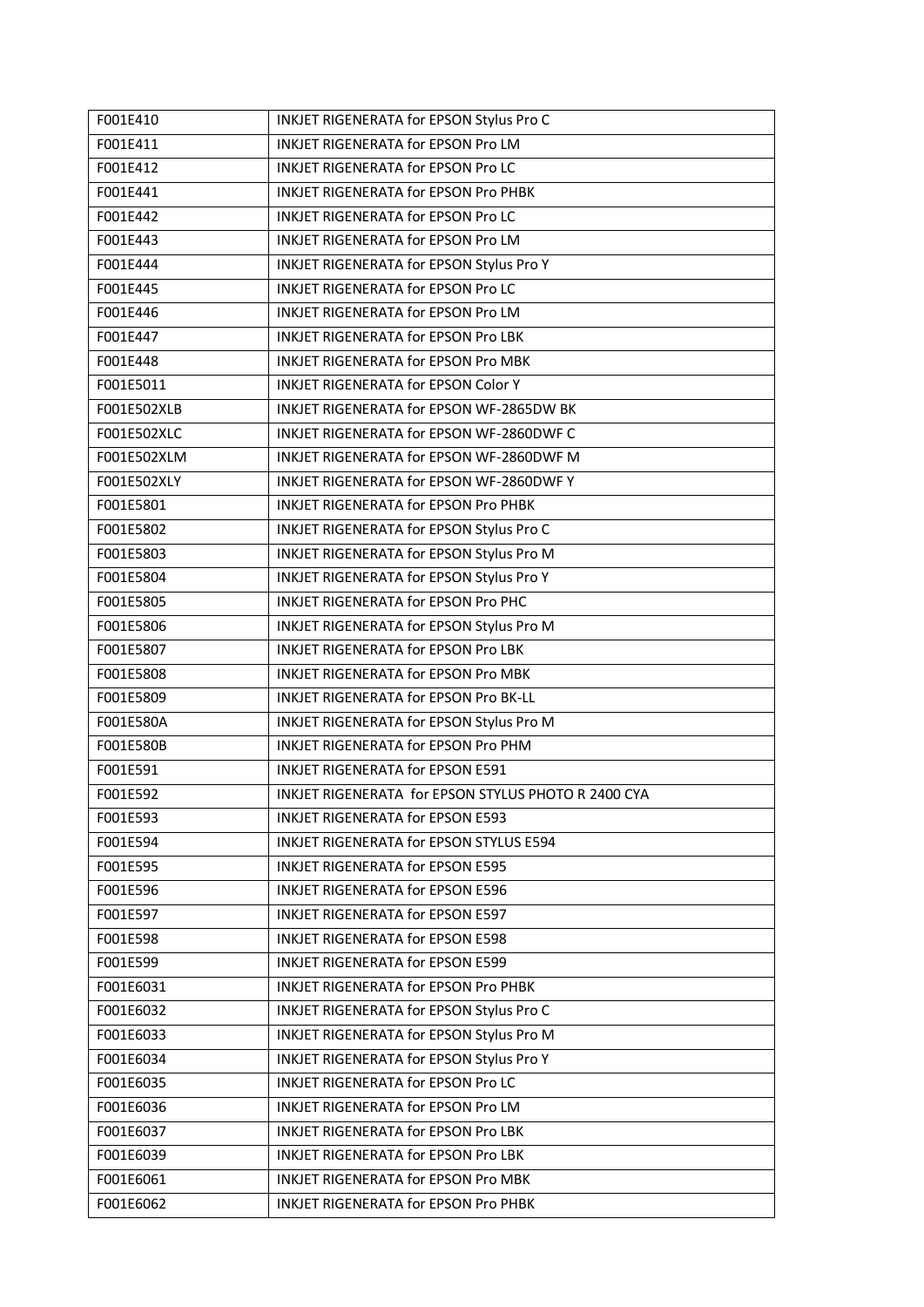| F001E410 | INKJET RIGENERATA for EPSON Stylus Pro C |
|---|---|
| F001E411 | INKJET RIGENERATA for EPSON Pro LM |
| F001E412 | INKJET RIGENERATA for EPSON Pro LC |
| F001E441 | INKJET RIGENERATA for EPSON Pro PHBK |
| F001E442 | INKJET RIGENERATA for EPSON Pro LC |
| F001E443 | INKJET RIGENERATA for EPSON Pro LM |
| F001E444 | INKJET RIGENERATA for EPSON Stylus Pro Y |
| F001E445 | INKJET RIGENERATA for EPSON Pro LC |
| F001E446 | INKJET RIGENERATA for EPSON Pro LM |
| F001E447 | INKJET RIGENERATA for EPSON Pro LBK |
| F001E448 | INKJET RIGENERATA for EPSON Pro MBK |
| F001E5011 | INKJET RIGENERATA for EPSON Color Y |
| F001E502XLB | INKJET RIGENERATA for EPSON WF-2865DW BK |
| F001E502XLC | INKJET RIGENERATA for EPSON WF-2860DWF C |
| F001E502XLM | INKJET RIGENERATA for EPSON WF-2860DWF M |
| F001E502XLY | INKJET RIGENERATA for EPSON WF-2860DWF Y |
| F001E5801 | INKJET RIGENERATA for EPSON Pro PHBK |
| F001E5802 | INKJET RIGENERATA for EPSON Stylus Pro C |
| F001E5803 | INKJET RIGENERATA for EPSON Stylus Pro M |
| F001E5804 | INKJET RIGENERATA for EPSON Stylus Pro Y |
| F001E5805 | INKJET RIGENERATA for EPSON Pro PHC |
| F001E5806 | INKJET RIGENERATA for EPSON Stylus Pro M |
| F001E5807 | INKJET RIGENERATA for EPSON Pro LBK |
| F001E5808 | INKJET RIGENERATA for EPSON Pro MBK |
| F001E5809 | INKJET RIGENERATA for EPSON Pro BK-LL |
| F001E580A | INKJET RIGENERATA for EPSON Stylus Pro M |
| F001E580B | INKJET RIGENERATA for EPSON Pro PHM |
| F001E591 | INKJET RIGENERATA for EPSON E591 |
| F001E592 | INKJET RIGENERATA for EPSON STYLUS PHOTO R 2400 CYA |
| F001E593 | INKJET RIGENERATA for EPSON E593 |
| F001E594 | INKJET RIGENERATA for EPSON STYLUS E594 |
| F001E595 | INKJET RIGENERATA for EPSON E595 |
| F001E596 | INKJET RIGENERATA for EPSON E596 |
| F001E597 | INKJET RIGENERATA for EPSON E597 |
| F001E598 | INKJET RIGENERATA for EPSON E598 |
| F001E599 | INKJET RIGENERATA for EPSON E599 |
| F001E6031 | INKJET RIGENERATA for EPSON Pro PHBK |
| F001E6032 | INKJET RIGENERATA for EPSON Stylus Pro C |
| F001E6033 | INKJET RIGENERATA for EPSON Stylus Pro M |
| F001E6034 | INKJET RIGENERATA for EPSON Stylus Pro Y |
| F001E6035 | INKJET RIGENERATA for EPSON Pro LC |
| F001E6036 | INKJET RIGENERATA for EPSON Pro LM |
| F001E6037 | INKJET RIGENERATA for EPSON Pro LBK |
| F001E6039 | INKJET RIGENERATA for EPSON Pro LBK |
| F001E6061 | INKJET RIGENERATA for EPSON Pro MBK |
| F001E6062 | INKJET RIGENERATA for EPSON Pro PHBK |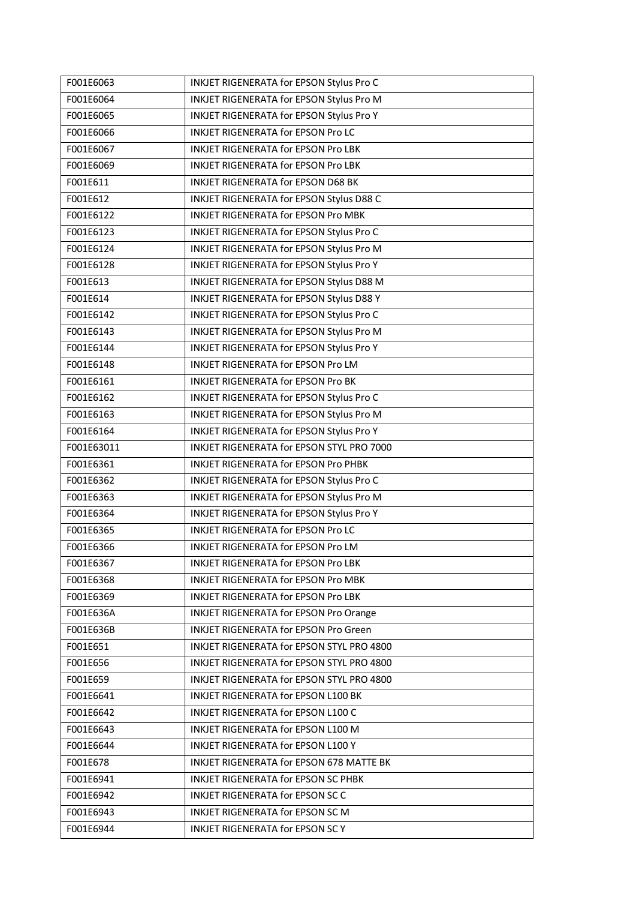| F001E6063 | INKJET RIGENERATA for EPSON Stylus Pro C |
|---|---|
| F001E6064 | INKJET RIGENERATA for EPSON Stylus Pro M |
| F001E6065 | INKJET RIGENERATA for EPSON Stylus Pro Y |
| F001E6066 | INKJET RIGENERATA for EPSON Pro LC |
| F001E6067 | INKJET RIGENERATA for EPSON Pro LBK |
| F001E6069 | INKJET RIGENERATA for EPSON Pro LBK |
| F001E611 | INKJET RIGENERATA for EPSON D68 BK |
| F001E612 | INKJET RIGENERATA for EPSON Stylus D88 C |
| F001E6122 | INKJET RIGENERATA for EPSON Pro MBK |
| F001E6123 | INKJET RIGENERATA for EPSON Stylus Pro C |
| F001E6124 | INKJET RIGENERATA for EPSON Stylus Pro M |
| F001E6128 | INKJET RIGENERATA for EPSON Stylus Pro Y |
| F001E613 | INKJET RIGENERATA for EPSON Stylus D88 M |
| F001E614 | INKJET RIGENERATA for EPSON Stylus D88 Y |
| F001E6142 | INKJET RIGENERATA for EPSON Stylus Pro C |
| F001E6143 | INKJET RIGENERATA for EPSON Stylus Pro M |
| F001E6144 | INKJET RIGENERATA for EPSON Stylus Pro Y |
| F001E6148 | INKJET RIGENERATA for EPSON Pro LM |
| F001E6161 | INKJET RIGENERATA for EPSON Pro BK |
| F001E6162 | INKJET RIGENERATA for EPSON Stylus Pro C |
| F001E6163 | INKJET RIGENERATA for EPSON Stylus Pro M |
| F001E6164 | INKJET RIGENERATA for EPSON Stylus Pro Y |
| F001E63011 | INKJET RIGENERATA for EPSON STYL PRO 7000 |
| F001E6361 | INKJET RIGENERATA for EPSON Pro PHBK |
| F001E6362 | INKJET RIGENERATA for EPSON Stylus Pro C |
| F001E6363 | INKJET RIGENERATA for EPSON Stylus Pro M |
| F001E6364 | INKJET RIGENERATA for EPSON Stylus Pro Y |
| F001E6365 | INKJET RIGENERATA for EPSON Pro LC |
| F001E6366 | INKJET RIGENERATA for EPSON Pro LM |
| F001E6367 | INKJET RIGENERATA for EPSON Pro LBK |
| F001E6368 | INKJET RIGENERATA for EPSON Pro MBK |
| F001E6369 | INKJET RIGENERATA for EPSON Pro LBK |
| F001E636A | INKJET RIGENERATA for EPSON Pro Orange |
| F001E636B | INKJET RIGENERATA for EPSON Pro Green |
| F001E651 | INKJET RIGENERATA for EPSON STYL PRO 4800 |
| F001E656 | INKJET RIGENERATA for EPSON STYL PRO 4800 |
| F001E659 | INKJET RIGENERATA for EPSON STYL PRO 4800 |
| F001E6641 | INKJET RIGENERATA for EPSON L100 BK |
| F001E6642 | INKJET RIGENERATA for EPSON L100 C |
| F001E6643 | INKJET RIGENERATA for EPSON L100 M |
| F001E6644 | INKJET RIGENERATA for EPSON L100 Y |
| F001E678 | INKJET RIGENERATA for EPSON 678 MATTE BK |
| F001E6941 | INKJET RIGENERATA for EPSON SC PHBK |
| F001E6942 | INKJET RIGENERATA for EPSON SC C |
| F001E6943 | INKJET RIGENERATA for EPSON SC M |
| F001E6944 | INKJET RIGENERATA for EPSON SC Y |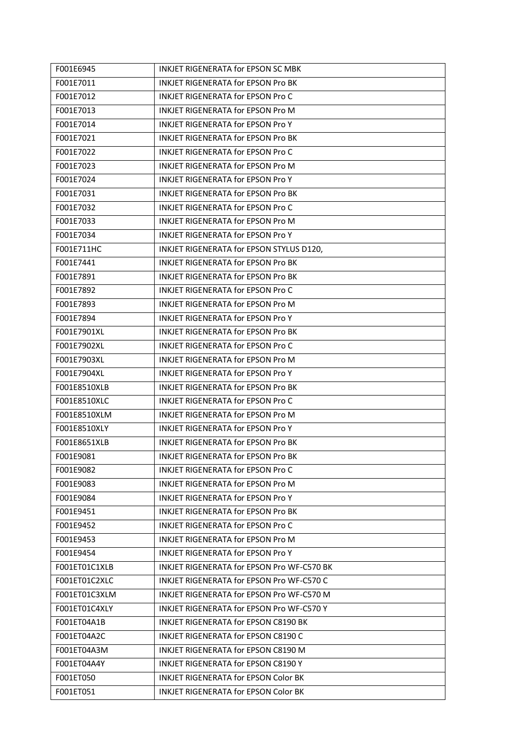| F001E6945 | INKJET RIGENERATA for EPSON SC MBK |
|---|---|
| F001E7011 | INKJET RIGENERATA for EPSON Pro BK |
| F001E7012 | INKJET RIGENERATA for EPSON Pro C |
| F001E7013 | INKJET RIGENERATA for EPSON Pro M |
| F001E7014 | INKJET RIGENERATA for EPSON Pro Y |
| F001E7021 | INKJET RIGENERATA for EPSON Pro BK |
| F001E7022 | INKJET RIGENERATA for EPSON Pro C |
| F001E7023 | INKJET RIGENERATA for EPSON Pro M |
| F001E7024 | INKJET RIGENERATA for EPSON Pro Y |
| F001E7031 | INKJET RIGENERATA for EPSON Pro BK |
| F001E7032 | INKJET RIGENERATA for EPSON Pro C |
| F001E7033 | INKJET RIGENERATA for EPSON Pro M |
| F001E7034 | INKJET RIGENERATA for EPSON Pro Y |
| F001E711HC | INKJET RIGENERATA for EPSON STYLUS D120, |
| F001E7441 | INKJET RIGENERATA for EPSON Pro BK |
| F001E7891 | INKJET RIGENERATA for EPSON Pro BK |
| F001E7892 | INKJET RIGENERATA for EPSON Pro C |
| F001E7893 | INKJET RIGENERATA for EPSON Pro M |
| F001E7894 | INKJET RIGENERATA for EPSON Pro Y |
| F001E7901XL | INKJET RIGENERATA for EPSON Pro BK |
| F001E7902XL | INKJET RIGENERATA for EPSON Pro C |
| F001E7903XL | INKJET RIGENERATA for EPSON Pro M |
| F001E7904XL | INKJET RIGENERATA for EPSON Pro Y |
| F001E8510XLB | INKJET RIGENERATA for EPSON Pro BK |
| F001E8510XLC | INKJET RIGENERATA for EPSON Pro C |
| F001E8510XLM | INKJET RIGENERATA for EPSON Pro M |
| F001E8510XLY | INKJET RIGENERATA for EPSON Pro Y |
| F001E8651XLB | INKJET RIGENERATA for EPSON Pro BK |
| F001E9081 | INKJET RIGENERATA for EPSON Pro BK |
| F001E9082 | INKJET RIGENERATA for EPSON Pro C |
| F001E9083 | INKJET RIGENERATA for EPSON Pro M |
| F001E9084 | INKJET RIGENERATA for EPSON Pro Y |
| F001E9451 | INKJET RIGENERATA for EPSON Pro BK |
| F001E9452 | INKJET RIGENERATA for EPSON Pro C |
| F001E9453 | INKJET RIGENERATA for EPSON Pro M |
| F001E9454 | INKJET RIGENERATA for EPSON Pro Y |
| F001ET01C1XLB | INKJET RIGENERATA for EPSON Pro WF-C570 BK |
| F001ET01C2XLC | INKJET RIGENERATA for EPSON Pro WF-C570 C |
| F001ET01C3XLM | INKJET RIGENERATA for EPSON Pro WF-C570 M |
| F001ET01C4XLY | INKJET RIGENERATA for EPSON Pro WF-C570 Y |
| F001ET04A1B | INKJET RIGENERATA for EPSON C8190 BK |
| F001ET04A2C | INKJET RIGENERATA for EPSON C8190 C |
| F001ET04A3M | INKJET RIGENERATA for EPSON C8190 M |
| F001ET04A4Y | INKJET RIGENERATA for EPSON C8190 Y |
| F001ET050 | INKJET RIGENERATA for EPSON Color BK |
| F001ET051 | INKJET RIGENERATA for EPSON Color BK |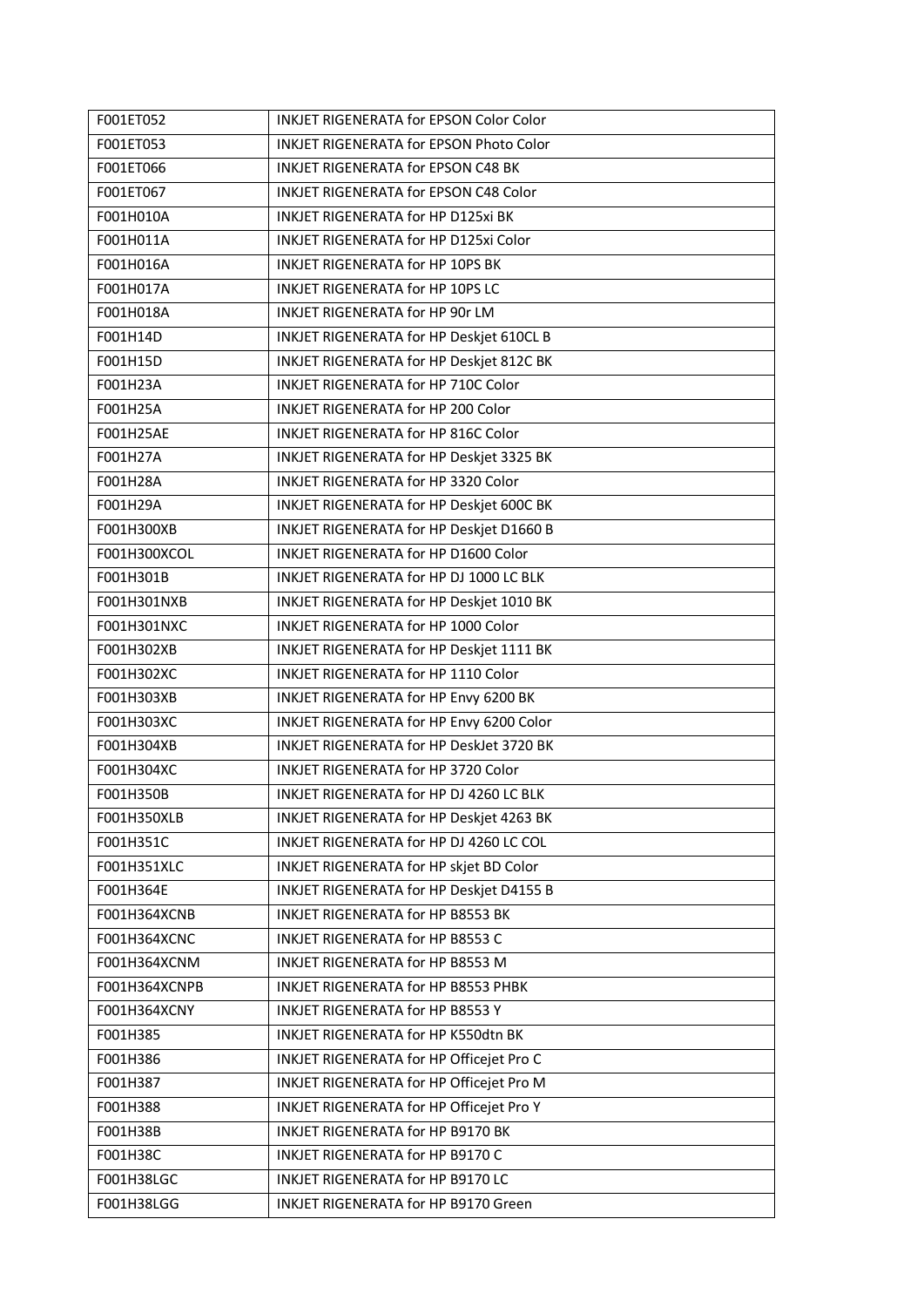| F001ET052 | INKJET RIGENERATA for EPSON Color Color |
|---|---|
| F001ET053 | INKJET RIGENERATA for EPSON Photo Color |
| F001ET066 | INKJET RIGENERATA for EPSON C48 BK |
| F001ET067 | INKJET RIGENERATA for EPSON C48 Color |
| F001H010A | INKJET RIGENERATA for HP D125xi BK |
| F001H011A | INKJET RIGENERATA for HP D125xi Color |
| F001H016A | INKJET RIGENERATA for HP 10PS BK |
| F001H017A | INKJET RIGENERATA for HP 10PS LC |
| F001H018A | INKJET RIGENERATA for HP 90r LM |
| F001H14D | INKJET RIGENERATA for HP Deskjet 610CL B |
| F001H15D | INKJET RIGENERATA for HP Deskjet 812C BK |
| F001H23A | INKJET RIGENERATA for HP 710C Color |
| F001H25A | INKJET RIGENERATA for HP 200 Color |
| F001H25AE | INKJET RIGENERATA for HP 816C Color |
| F001H27A | INKJET RIGENERATA for HP Deskjet 3325 BK |
| F001H28A | INKJET RIGENERATA for HP 3320 Color |
| F001H29A | INKJET RIGENERATA for HP Deskjet 600C BK |
| F001H300XB | INKJET RIGENERATA for HP Deskjet D1660 B |
| F001H300XCOL | INKJET RIGENERATA for HP D1600 Color |
| F001H301B | INKJET RIGENERATA for HP DJ 1000 LC BLK |
| F001H301NXB | INKJET RIGENERATA for HP Deskjet 1010 BK |
| F001H301NXC | INKJET RIGENERATA for HP 1000 Color |
| F001H302XB | INKJET RIGENERATA for HP Deskjet 1111 BK |
| F001H302XC | INKJET RIGENERATA for HP 1110 Color |
| F001H303XB | INKJET RIGENERATA for HP Envy 6200 BK |
| F001H303XC | INKJET RIGENERATA for HP Envy 6200 Color |
| F001H304XB | INKJET RIGENERATA for HP DeskJet 3720 BK |
| F001H304XC | INKJET RIGENERATA for HP 3720 Color |
| F001H350B | INKJET RIGENERATA for HP DJ 4260 LC BLK |
| F001H350XLB | INKJET RIGENERATA for HP Deskjet 4263 BK |
| F001H351C | INKJET RIGENERATA for HP DJ 4260 LC COL |
| F001H351XLC | INKJET RIGENERATA for HP skjet BD Color |
| F001H364E | INKJET RIGENERATA for HP Deskjet D4155 B |
| F001H364XCNB | INKJET RIGENERATA for HP B8553 BK |
| F001H364XCNC | INKJET RIGENERATA for HP B8553 C |
| F001H364XCNM | INKJET RIGENERATA for HP B8553 M |
| F001H364XCNPB | INKJET RIGENERATA for HP B8553 PHBK |
| F001H364XCNY | INKJET RIGENERATA for HP B8553 Y |
| F001H385 | INKJET RIGENERATA for HP K550dtn BK |
| F001H386 | INKJET RIGENERATA for HP Officejet Pro C |
| F001H387 | INKJET RIGENERATA for HP Officejet Pro M |
| F001H388 | INKJET RIGENERATA for HP Officejet Pro Y |
| F001H38B | INKJET RIGENERATA for HP B9170 BK |
| F001H38C | INKJET RIGENERATA for HP B9170 C |
| F001H38LGC | INKJET RIGENERATA for HP B9170 LC |
| F001H38LGG | INKJET RIGENERATA for HP B9170 Green |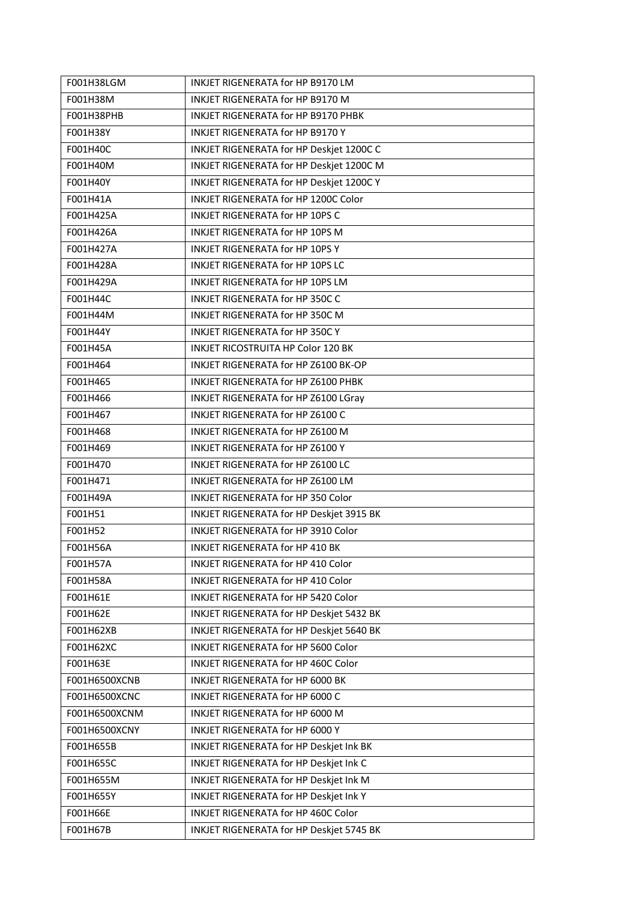| F001H38LGM | INKJET RIGENERATA for HP B9170 LM |
|---|---|
| F001H38M | INKJET RIGENERATA for HP B9170 M |
| F001H38PHB | INKJET RIGENERATA for HP B9170 PHBK |
| F001H38Y | INKJET RIGENERATA for HP B9170 Y |
| F001H40C | INKJET RIGENERATA for HP Deskjet 1200C C |
| F001H40M | INKJET RIGENERATA for HP Deskjet 1200C M |
| F001H40Y | INKJET RIGENERATA for HP Deskjet 1200C Y |
| F001H41A | INKJET RIGENERATA for HP 1200C Color |
| F001H425A | INKJET RIGENERATA for HP 10PS C |
| F001H426A | INKJET RIGENERATA for HP 10PS M |
| F001H427A | INKJET RIGENERATA for HP 10PS Y |
| F001H428A | INKJET RIGENERATA for HP 10PS LC |
| F001H429A | INKJET RIGENERATA for HP 10PS LM |
| F001H44C | INKJET RIGENERATA for HP 350C C |
| F001H44M | INKJET RIGENERATA for HP 350C M |
| F001H44Y | INKJET RIGENERATA for HP 350C Y |
| F001H45A | INKJET RICOSTRUITA HP Color 120 BK |
| F001H464 | INKJET RIGENERATA for HP Z6100 BK-OP |
| F001H465 | INKJET RIGENERATA for HP Z6100 PHBK |
| F001H466 | INKJET RIGENERATA for HP Z6100 LGray |
| F001H467 | INKJET RIGENERATA for HP Z6100 C |
| F001H468 | INKJET RIGENERATA for HP Z6100 M |
| F001H469 | INKJET RIGENERATA for HP Z6100 Y |
| F001H470 | INKJET RIGENERATA for HP Z6100 LC |
| F001H471 | INKJET RIGENERATA for HP Z6100 LM |
| F001H49A | INKJET RIGENERATA for HP 350 Color |
| F001H51 | INKJET RIGENERATA for HP Deskjet 3915 BK |
| F001H52 | INKJET RIGENERATA for HP 3910 Color |
| F001H56A | INKJET RIGENERATA for HP 410 BK |
| F001H57A | INKJET RIGENERATA for HP 410 Color |
| F001H58A | INKJET RIGENERATA for HP 410 Color |
| F001H61E | INKJET RIGENERATA for HP 5420 Color |
| F001H62E | INKJET RIGENERATA for HP Deskjet 5432 BK |
| F001H62XB | INKJET RIGENERATA for HP Deskjet 5640 BK |
| F001H62XC | INKJET RIGENERATA for HP 5600 Color |
| F001H63E | INKJET RIGENERATA for HP 460C Color |
| F001H6500XCNB | INKJET RIGENERATA for HP 6000 BK |
| F001H6500XCNC | INKJET RIGENERATA for HP 6000 C |
| F001H6500XCNM | INKJET RIGENERATA for HP 6000 M |
| F001H6500XCNY | INKJET RIGENERATA for HP 6000 Y |
| F001H655B | INKJET RIGENERATA for HP Deskjet Ink BK |
| F001H655C | INKJET RIGENERATA for HP Deskjet Ink C |
| F001H655M | INKJET RIGENERATA for HP Deskjet Ink M |
| F001H655Y | INKJET RIGENERATA for HP Deskjet Ink Y |
| F001H66E | INKJET RIGENERATA for HP 460C Color |
| F001H67B | INKJET RIGENERATA for HP Deskjet 5745 BK |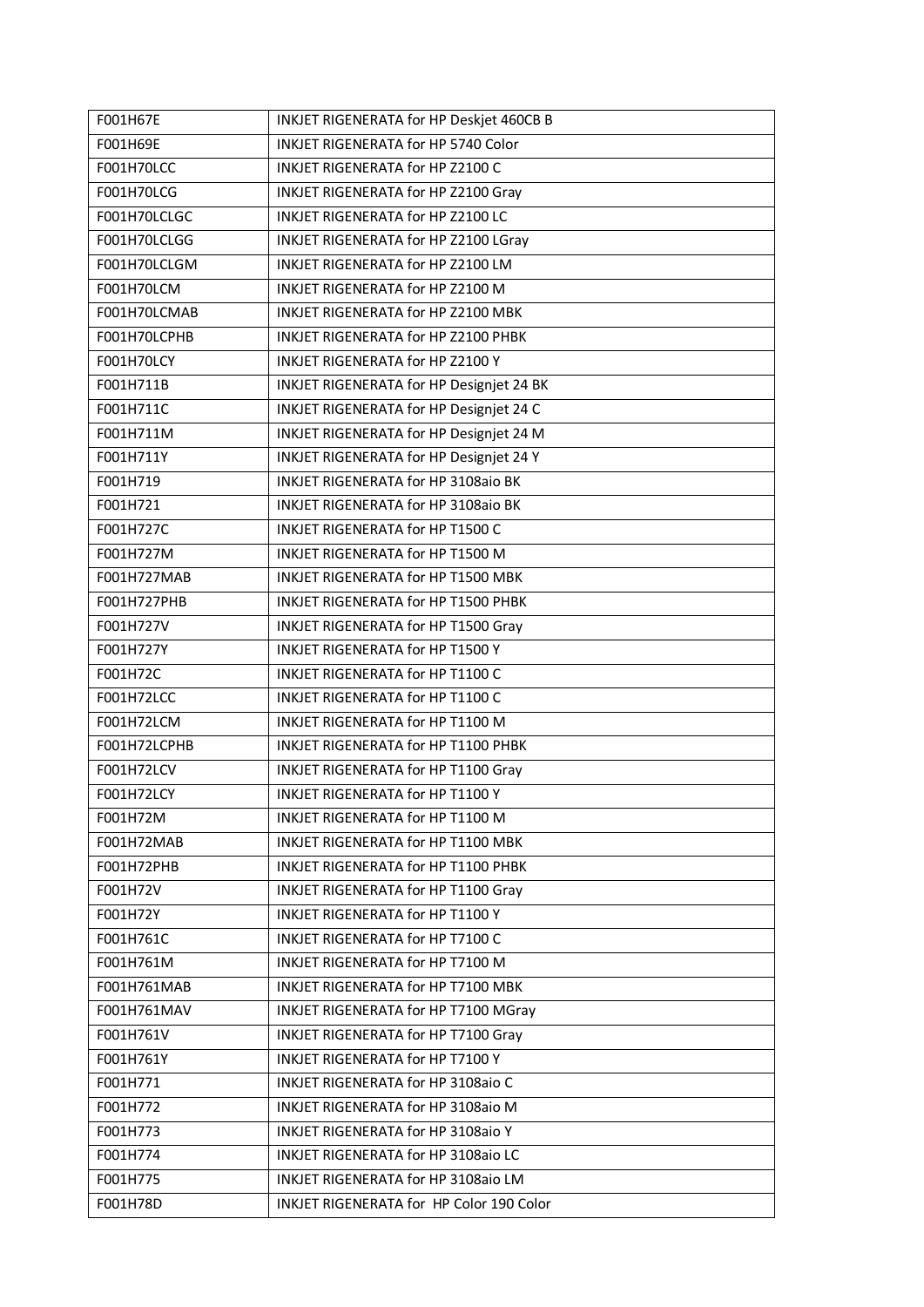| F001H67E | INKJET RIGENERATA for HP Deskjet 460CB B |
|---|---|
| F001H69E | INKJET RIGENERATA for HP 5740 Color |
| F001H70LCC | INKJET RIGENERATA for HP Z2100 C |
| F001H70LCG | INKJET RIGENERATA for HP Z2100 Gray |
| F001H70LCLGC | INKJET RIGENERATA for HP Z2100 LC |
| F001H70LCLGG | INKJET RIGENERATA for HP Z2100 LGray |
| F001H70LCLGM | INKJET RIGENERATA for HP Z2100 LM |
| F001H70LCM | INKJET RIGENERATA for HP Z2100 M |
| F001H70LCMAB | INKJET RIGENERATA for HP Z2100 MBK |
| F001H70LCPHB | INKJET RIGENERATA for HP Z2100 PHBK |
| F001H70LCY | INKJET RIGENERATA for HP Z2100 Y |
| F001H711B | INKJET RIGENERATA for HP Designjet 24 BK |
| F001H711C | INKJET RIGENERATA for HP Designjet 24 C |
| F001H711M | INKJET RIGENERATA for HP Designjet 24 M |
| F001H711Y | INKJET RIGENERATA for HP Designjet 24 Y |
| F001H719 | INKJET RIGENERATA for HP 3108aio BK |
| F001H721 | INKJET RIGENERATA for HP 3108aio BK |
| F001H727C | INKJET RIGENERATA for HP T1500 C |
| F001H727M | INKJET RIGENERATA for HP T1500 M |
| F001H727MAB | INKJET RIGENERATA for HP T1500 MBK |
| F001H727PHB | INKJET RIGENERATA for HP T1500 PHBK |
| F001H727V | INKJET RIGENERATA for HP T1500 Gray |
| F001H727Y | INKJET RIGENERATA for HP T1500 Y |
| F001H72C | INKJET RIGENERATA for HP T1100 C |
| F001H72LCC | INKJET RIGENERATA for HP T1100 C |
| F001H72LCM | INKJET RIGENERATA for HP T1100 M |
| F001H72LCPHB | INKJET RIGENERATA for HP T1100 PHBK |
| F001H72LCV | INKJET RIGENERATA for HP T1100 Gray |
| F001H72LCY | INKJET RIGENERATA for HP T1100 Y |
| F001H72M | INKJET RIGENERATA for HP T1100 M |
| F001H72MAB | INKJET RIGENERATA for HP T1100 MBK |
| F001H72PHB | INKJET RIGENERATA for HP T1100 PHBK |
| F001H72V | INKJET RIGENERATA for HP T1100 Gray |
| F001H72Y | INKJET RIGENERATA for HP T1100 Y |
| F001H761C | INKJET RIGENERATA for HP T7100 C |
| F001H761M | INKJET RIGENERATA for HP T7100 M |
| F001H761MAB | INKJET RIGENERATA for HP T7100 MBK |
| F001H761MAV | INKJET RIGENERATA for HP T7100 MGray |
| F001H761V | INKJET RIGENERATA for HP T7100 Gray |
| F001H761Y | INKJET RIGENERATA for HP T7100 Y |
| F001H771 | INKJET RIGENERATA for HP 3108aio C |
| F001H772 | INKJET RIGENERATA for HP 3108aio M |
| F001H773 | INKJET RIGENERATA for HP 3108aio Y |
| F001H774 | INKJET RIGENERATA for HP 3108aio LC |
| F001H775 | INKJET RIGENERATA for HP 3108aio LM |
| F001H78D | INKJET RIGENERATA for HP Color 190 Color |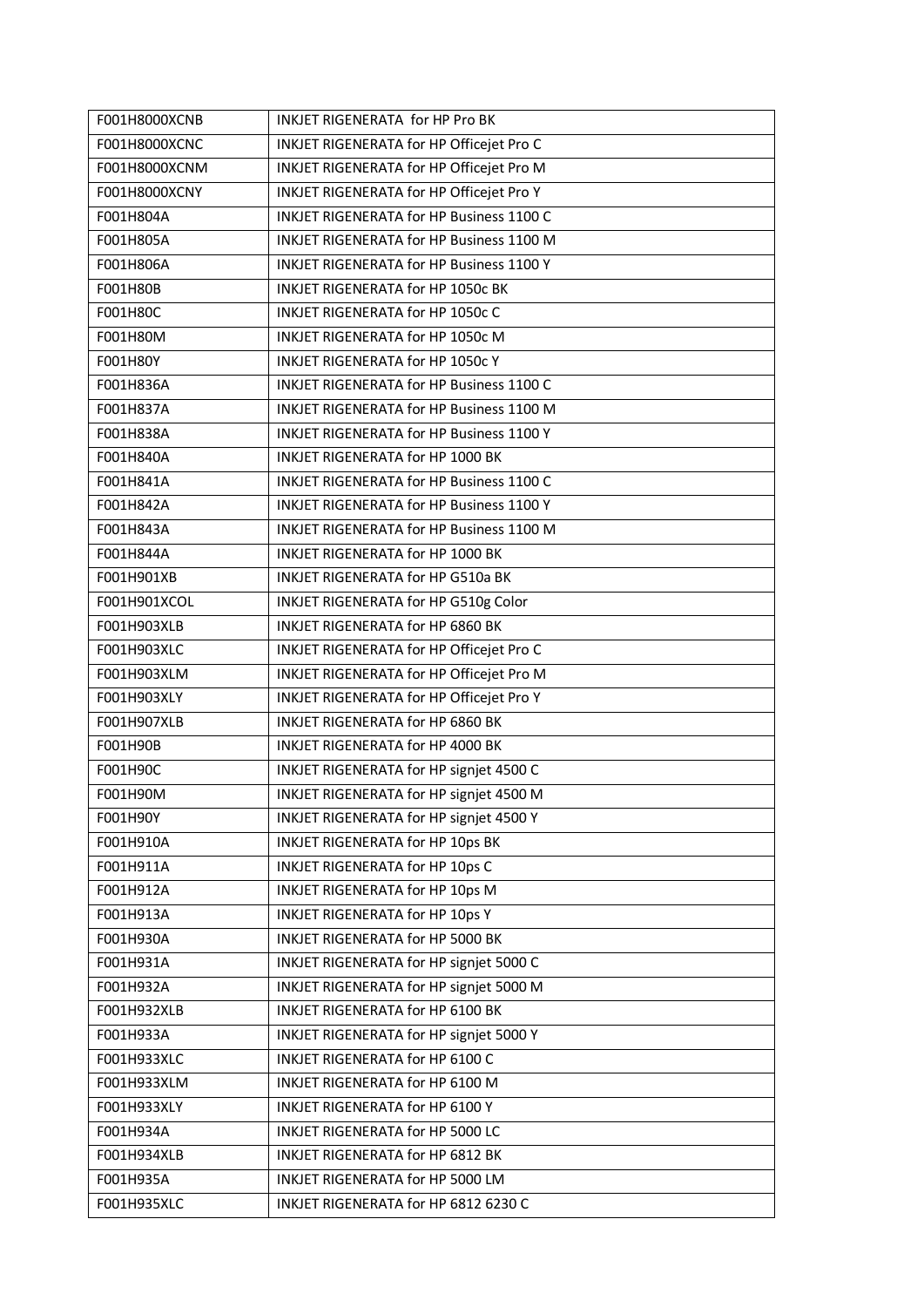| F001H8000XCNB | INKJET RIGENERATA  for HP Pro BK |
|---|---|
| F001H8000XCNC | INKJET RIGENERATA for HP Officejet Pro C |
| F001H8000XCNM | INKJET RIGENERATA for HP Officejet Pro M |
| F001H8000XCNY | INKJET RIGENERATA for HP Officejet Pro Y |
| F001H804A | INKJET RIGENERATA for HP Business 1100 C |
| F001H805A | INKJET RIGENERATA for HP Business 1100 M |
| F001H806A | INKJET RIGENERATA for HP Business 1100 Y |
| F001H80B | INKJET RIGENERATA for HP 1050c BK |
| F001H80C | INKJET RIGENERATA for HP 1050c C |
| F001H80M | INKJET RIGENERATA for HP 1050c M |
| F001H80Y | INKJET RIGENERATA for HP 1050c Y |
| F001H836A | INKJET RIGENERATA for HP Business 1100 C |
| F001H837A | INKJET RIGENERATA for HP Business 1100 M |
| F001H838A | INKJET RIGENERATA for HP Business 1100 Y |
| F001H840A | INKJET RIGENERATA for HP 1000 BK |
| F001H841A | INKJET RIGENERATA for HP Business 1100 C |
| F001H842A | INKJET RIGENERATA for HP Business 1100 Y |
| F001H843A | INKJET RIGENERATA for HP Business 1100 M |
| F001H844A | INKJET RIGENERATA for HP 1000 BK |
| F001H901XB | INKJET RIGENERATA for HP G510a BK |
| F001H901XCOL | INKJET RIGENERATA for HP G510g Color |
| F001H903XLB | INKJET RIGENERATA for HP 6860 BK |
| F001H903XLC | INKJET RIGENERATA for HP Officejet Pro C |
| F001H903XLM | INKJET RIGENERATA for HP Officejet Pro M |
| F001H903XLY | INKJET RIGENERATA for HP Officejet Pro Y |
| F001H907XLB | INKJET RIGENERATA for HP 6860 BK |
| F001H90B | INKJET RIGENERATA for HP 4000 BK |
| F001H90C | INKJET RIGENERATA for HP signjet 4500 C |
| F001H90M | INKJET RIGENERATA for HP signjet 4500 M |
| F001H90Y | INKJET RIGENERATA for HP signjet 4500 Y |
| F001H910A | INKJET RIGENERATA for HP 10ps BK |
| F001H911A | INKJET RIGENERATA for HP 10ps C |
| F001H912A | INKJET RIGENERATA for HP 10ps M |
| F001H913A | INKJET RIGENERATA for HP 10ps Y |
| F001H930A | INKJET RIGENERATA for HP 5000 BK |
| F001H931A | INKJET RIGENERATA for HP signjet 5000 C |
| F001H932A | INKJET RIGENERATA for HP signjet 5000 M |
| F001H932XLB | INKJET RIGENERATA for HP 6100 BK |
| F001H933A | INKJET RIGENERATA for HP signjet 5000 Y |
| F001H933XLC | INKJET RIGENERATA for HP 6100 C |
| F001H933XLM | INKJET RIGENERATA for HP 6100 M |
| F001H933XLY | INKJET RIGENERATA for HP 6100 Y |
| F001H934A | INKJET RIGENERATA for HP 5000 LC |
| F001H934XLB | INKJET RIGENERATA for HP 6812 BK |
| F001H935A | INKJET RIGENERATA for HP 5000 LM |
| F001H935XLC | INKJET RIGENERATA for HP 6812 6230 C |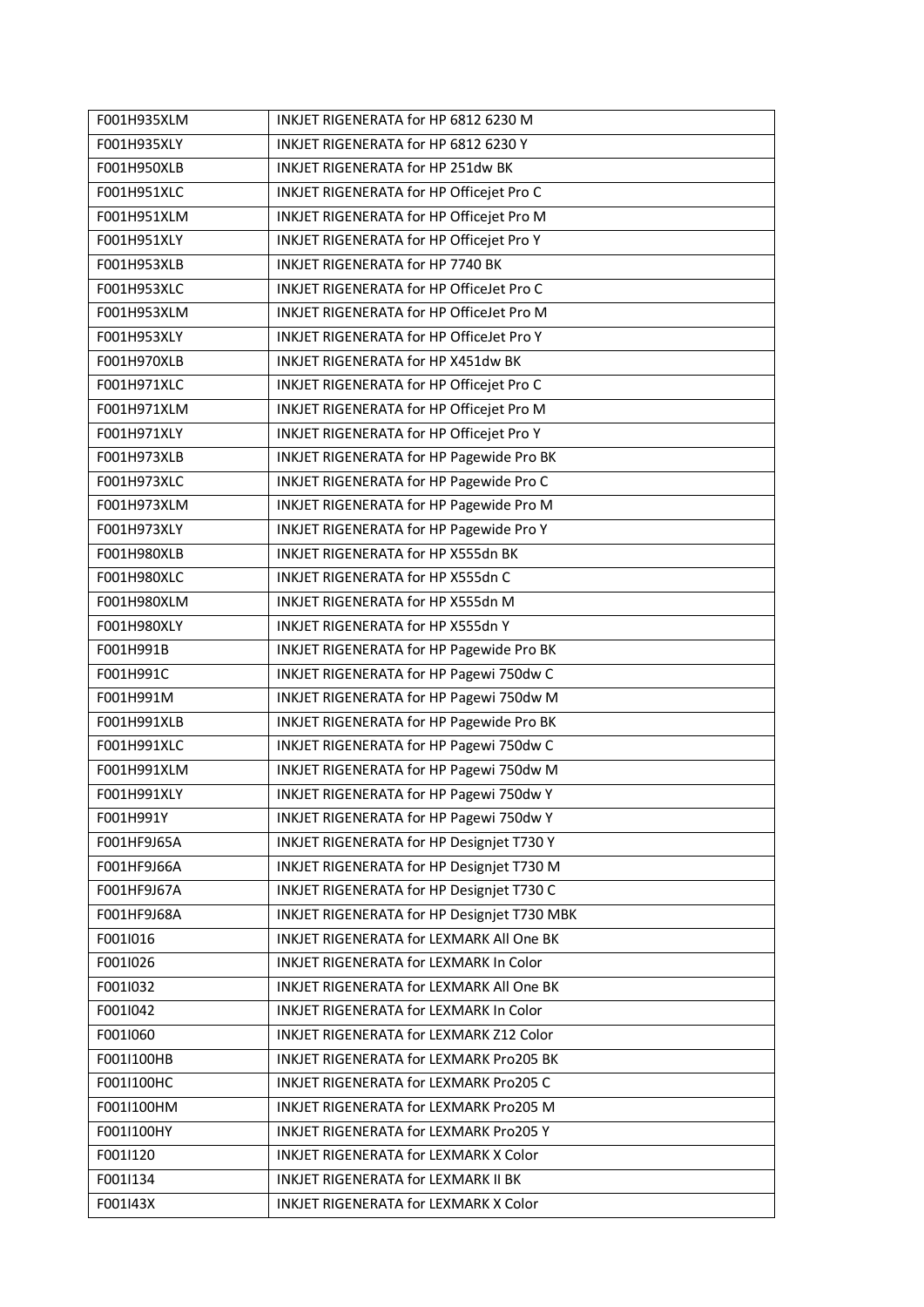| F001H935XLM | INKJET RIGENERATA for HP 6812 6230 M |
|---|---|
| F001H935XLY | INKJET RIGENERATA for HP 6812 6230 Y |
| F001H950XLB | INKJET RIGENERATA for HP 251dw BK |
| F001H951XLC | INKJET RIGENERATA for HP Officejet Pro C |
| F001H951XLM | INKJET RIGENERATA for HP Officejet Pro M |
| F001H951XLY | INKJET RIGENERATA for HP Officejet Pro Y |
| F001H953XLB | INKJET RIGENERATA for HP 7740 BK |
| F001H953XLC | INKJET RIGENERATA for HP OfficeJet Pro C |
| F001H953XLM | INKJET RIGENERATA for HP OfficeJet Pro M |
| F001H953XLY | INKJET RIGENERATA for HP OfficeJet Pro Y |
| F001H970XLB | INKJET RIGENERATA for HP X451dw BK |
| F001H971XLC | INKJET RIGENERATA for HP Officejet Pro C |
| F001H971XLM | INKJET RIGENERATA for HP Officejet Pro M |
| F001H971XLY | INKJET RIGENERATA for HP Officejet Pro Y |
| F001H973XLB | INKJET RIGENERATA for HP Pagewide Pro BK |
| F001H973XLC | INKJET RIGENERATA for HP Pagewide Pro C |
| F001H973XLM | INKJET RIGENERATA for HP Pagewide Pro M |
| F001H973XLY | INKJET RIGENERATA for HP Pagewide Pro Y |
| F001H980XLB | INKJET RIGENERATA for HP X555dn BK |
| F001H980XLC | INKJET RIGENERATA for HP X555dn C |
| F001H980XLM | INKJET RIGENERATA for HP X555dn M |
| F001H980XLY | INKJET RIGENERATA for HP X555dn Y |
| F001H991B | INKJET RIGENERATA for HP Pagewide Pro BK |
| F001H991C | INKJET RIGENERATA for HP Pagewi 750dw C |
| F001H991M | INKJET RIGENERATA for HP Pagewi 750dw M |
| F001H991XLB | INKJET RIGENERATA for HP Pagewide Pro BK |
| F001H991XLC | INKJET RIGENERATA for HP Pagewi 750dw C |
| F001H991XLM | INKJET RIGENERATA for HP Pagewi 750dw M |
| F001H991XLY | INKJET RIGENERATA for HP Pagewi 750dw Y |
| F001H991Y | INKJET RIGENERATA for HP Pagewi 750dw Y |
| F001HF9J65A | INKJET RIGENERATA for HP Designjet T730 Y |
| F001HF9J66A | INKJET RIGENERATA for HP Designjet T730 M |
| F001HF9J67A | INKJET RIGENERATA for HP Designjet T730 C |
| F001HF9J68A | INKJET RIGENERATA for HP Designjet T730 MBK |
| F001I016 | INKJET RIGENERATA for LEXMARK All One BK |
| F001I026 | INKJET RIGENERATA for LEXMARK In Color |
| F001I032 | INKJET RIGENERATA for LEXMARK All One BK |
| F001I042 | INKJET RIGENERATA for LEXMARK In Color |
| F001I060 | INKJET RIGENERATA for LEXMARK Z12 Color |
| F001I100HB | INKJET RIGENERATA for LEXMARK Pro205 BK |
| F001I100HC | INKJET RIGENERATA for LEXMARK Pro205 C |
| F001I100HM | INKJET RIGENERATA for LEXMARK Pro205 M |
| F001I100HY | INKJET RIGENERATA for LEXMARK Pro205 Y |
| F001I120 | INKJET RIGENERATA for LEXMARK X Color |
| F001I134 | INKJET RIGENERATA for LEXMARK II BK |
| F001I43X | INKJET RIGENERATA for LEXMARK X Color |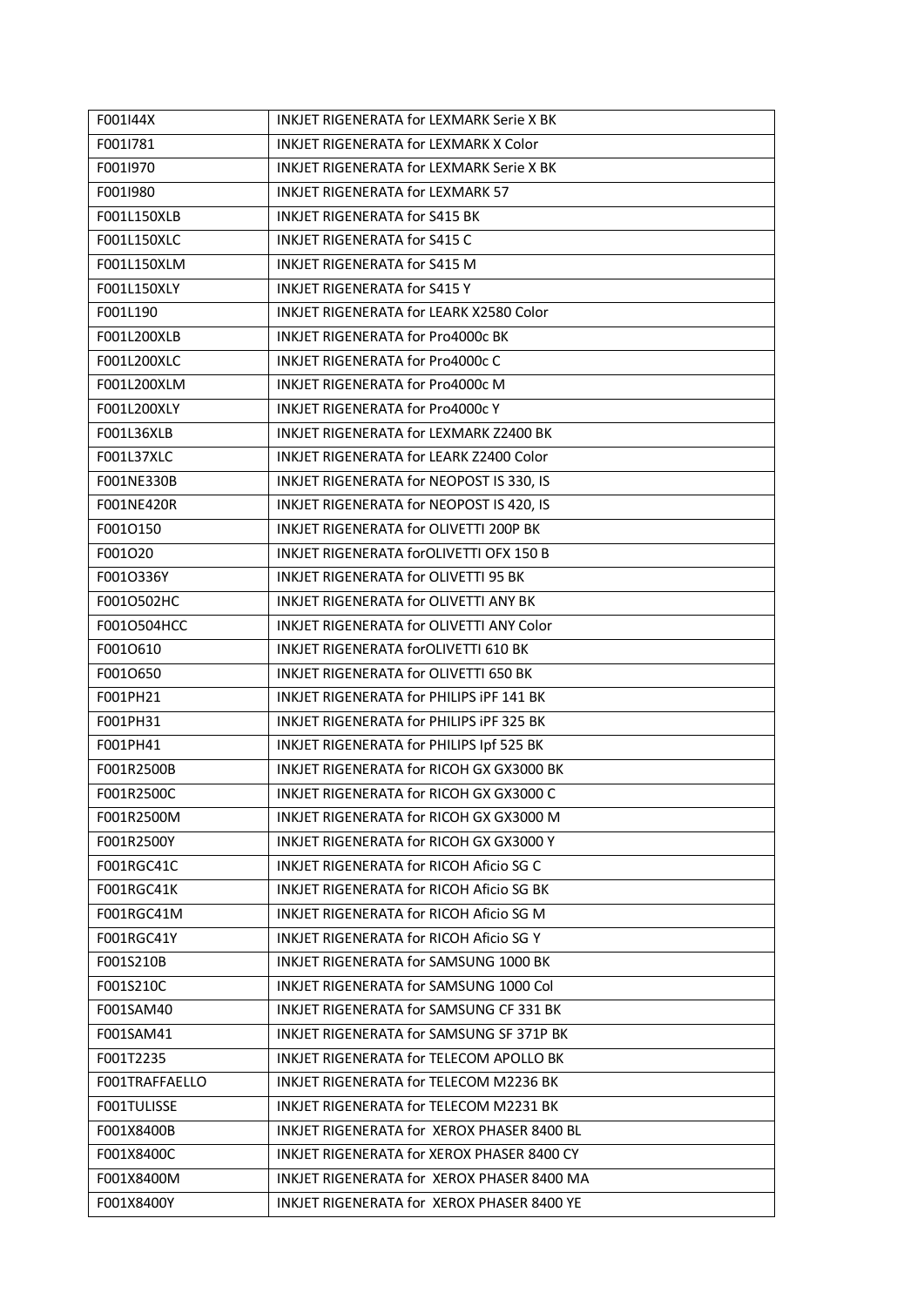| F001I44X | INKJET RIGENERATA for LEXMARK Serie X BK |
|---|---|
| F001I781 | INKJET RIGENERATA for LEXMARK X Color |
| F001I970 | INKJET RIGENERATA for LEXMARK Serie X BK |
| F001I980 | INKJET RIGENERATA for LEXMARK 57 |
| F001L150XLB | INKJET RIGENERATA for S415 BK |
| F001L150XLC | INKJET RIGENERATA for S415 C |
| F001L150XLM | INKJET RIGENERATA for S415 M |
| F001L150XLY | INKJET RIGENERATA for S415 Y |
| F001L190 | INKJET RIGENERATA for LEARK X2580 Color |
| F001L200XLB | INKJET RIGENERATA for Pro4000c BK |
| F001L200XLC | INKJET RIGENERATA for Pro4000c C |
| F001L200XLM | INKJET RIGENERATA for Pro4000c M |
| F001L200XLY | INKJET RIGENERATA for Pro4000c Y |
| F001L36XLB | INKJET RIGENERATA for LEXMARK Z2400 BK |
| F001L37XLC | INKJET RIGENERATA for LEARK Z2400 Color |
| F001NE330B | INKJET RIGENERATA for NEOPOST IS 330, IS |
| F001NE420R | INKJET RIGENERATA for NEOPOST IS 420, IS |
| F001O150 | INKJET RIGENERATA for OLIVETTI 200P BK |
| F001O20 | INKJET RIGENERATA forOLIVETTI OFX 150 B |
| F001O336Y | INKJET RIGENERATA for OLIVETTI 95 BK |
| F001O502HC | INKJET RIGENERATA for OLIVETTI ANY BK |
| F001O504HCC | INKJET RIGENERATA for OLIVETTI ANY Color |
| F001O610 | INKJET RIGENERATA forOLIVETTI 610 BK |
| F001O650 | INKJET RIGENERATA for OLIVETTI 650 BK |
| F001PH21 | INKJET RIGENERATA for PHILIPS iPF 141 BK |
| F001PH31 | INKJET RIGENERATA for PHILIPS iPF 325 BK |
| F001PH41 | INKJET RIGENERATA for PHILIPS Ipf 525 BK |
| F001R2500B | INKJET RIGENERATA for RICOH GX GX3000 BK |
| F001R2500C | INKJET RIGENERATA for RICOH GX GX3000 C |
| F001R2500M | INKJET RIGENERATA for RICOH GX GX3000 M |
| F001R2500Y | INKJET RIGENERATA for RICOH GX GX3000 Y |
| F001RGC41C | INKJET RIGENERATA for RICOH Aficio SG C |
| F001RGC41K | INKJET RIGENERATA for RICOH Aficio SG BK |
| F001RGC41M | INKJET RIGENERATA for RICOH Aficio SG M |
| F001RGC41Y | INKJET RIGENERATA for RICOH Aficio SG Y |
| F001S210B | INKJET RIGENERATA for SAMSUNG 1000 BK |
| F001S210C | INKJET RIGENERATA for SAMSUNG 1000 Col |
| F001SAM40 | INKJET RIGENERATA for SAMSUNG CF 331 BK |
| F001SAM41 | INKJET RIGENERATA for SAMSUNG SF 371P BK |
| F001T2235 | INKJET RIGENERATA for TELECOM APOLLO BK |
| F001TRAFFAELLO | INKJET RIGENERATA for TELECOM M2236 BK |
| F001TULISSE | INKJET RIGENERATA for TELECOM M2231 BK |
| F001X8400B | INKJET RIGENERATA for XEROX PHASER 8400 BL |
| F001X8400C | INKJET RIGENERATA for XEROX PHASER 8400 CY |
| F001X8400M | INKJET RIGENERATA for XEROX PHASER 8400 MA |
| F001X8400Y | INKJET RIGENERATA for XEROX PHASER 8400 YE |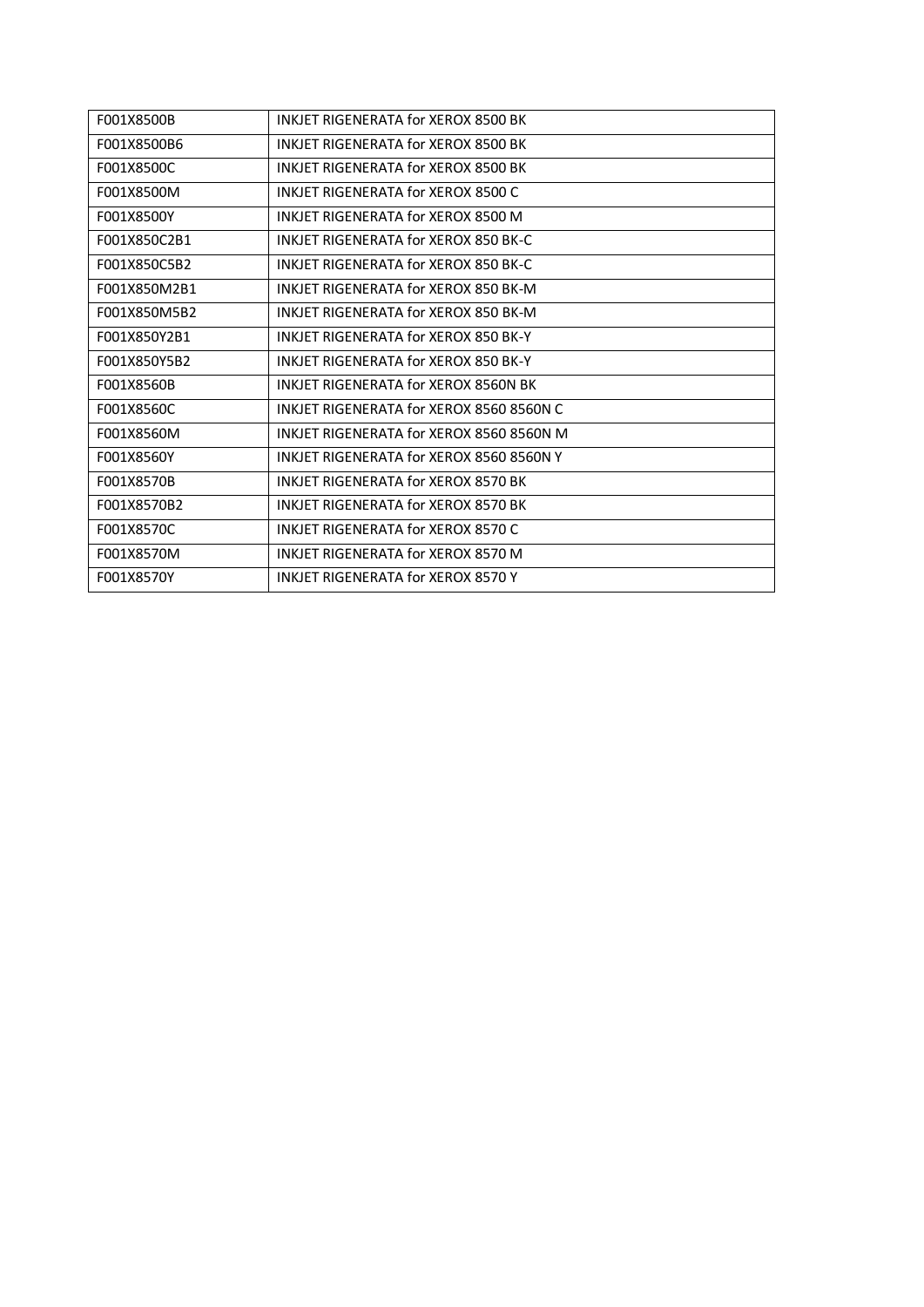| | |
|---|---|
| F001X8500B | INKJET RIGENERATA for XEROX 8500 BK |
| F001X8500B6 | INKJET RIGENERATA for XEROX 8500 BK |
| F001X8500C | INKJET RIGENERATA for XEROX 8500 BK |
| F001X8500M | INKJET RIGENERATA for XEROX 8500 C |
| F001X8500Y | INKJET RIGENERATA for XEROX 8500 M |
| F001X850C2B1 | INKJET RIGENERATA for XEROX 850 BK-C |
| F001X850C5B2 | INKJET RIGENERATA for XEROX 850 BK-C |
| F001X850M2B1 | INKJET RIGENERATA for XEROX 850 BK-M |
| F001X850M5B2 | INKJET RIGENERATA for XEROX 850 BK-M |
| F001X850Y2B1 | INKJET RIGENERATA for XEROX 850 BK-Y |
| F001X850Y5B2 | INKJET RIGENERATA for XEROX 850 BK-Y |
| F001X8560B | INKJET RIGENERATA for XEROX 8560N BK |
| F001X8560C | INKJET RIGENERATA for XEROX 8560 8560N C |
| F001X8560M | INKJET RIGENERATA for XEROX 8560 8560N M |
| F001X8560Y | INKJET RIGENERATA for XEROX 8560 8560N Y |
| F001X8570B | INKJET RIGENERATA for XEROX 8570 BK |
| F001X8570B2 | INKJET RIGENERATA for XEROX 8570 BK |
| F001X8570C | INKJET RIGENERATA for XEROX 8570 C |
| F001X8570M | INKJET RIGENERATA for XEROX 8570 M |
| F001X8570Y | INKJET RIGENERATA for XEROX 8570 Y |